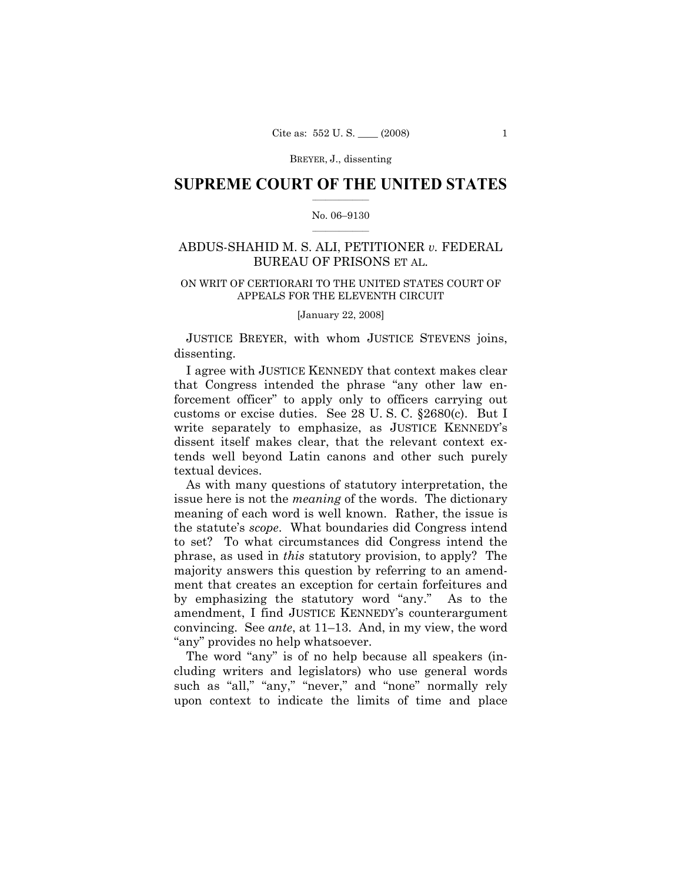## SUPREME COURT OF THE UNITED STATES

No. 06–9130

ABDUS-SHAHID M. S. ALI, PETITIONER *v.* FEDERAL BUREAU OF PRISONS ET AL.

ON WRIT OF CERTIORARI TO THE UNITED STATES COURT OF APPEALS FOR THE ELEVENTH CIRCUIT

[January 22, 2008]

JUSTICE BREYER, with whom JUSTICE STEVENS joins, dissenting.

I agree with JUSTICE KENNEDY that context makes clear that Congress intended the phrase "any other law enforcement officer" to apply only to officers carrying out customs or excise duties. See 28 U. S. C. §2680(c). But I write separately to emphasize, as JUSTICE KENNEDY's dissent itself makes clear, that the relevant context extends well beyond Latin canons and other such purely textual devices.

As with many questions of statutory interpretation, the issue here is not the *meaning* of the words. The dictionary meaning of each word is well known. Rather, the issue is the statute's *scope*. What boundaries did Congress intend to set? To what circumstances did Congress intend the phrase, as used in *this* statutory provision, to apply? The majority answers this question by referring to an amendment that creates an exception for certain forfeitures and by emphasizing the statutory word "any." As to the amendment, I find JUSTICE KENNEDY's counterargument convincing. See *ante*, at 11–13. And, in my view, the word "any" provides no help whatsoever.

The word "any" is of no help because all speakers (including writers and legislators) who use general words such as "all," "any," "never," and "none" normally rely upon context to indicate the limits of time and place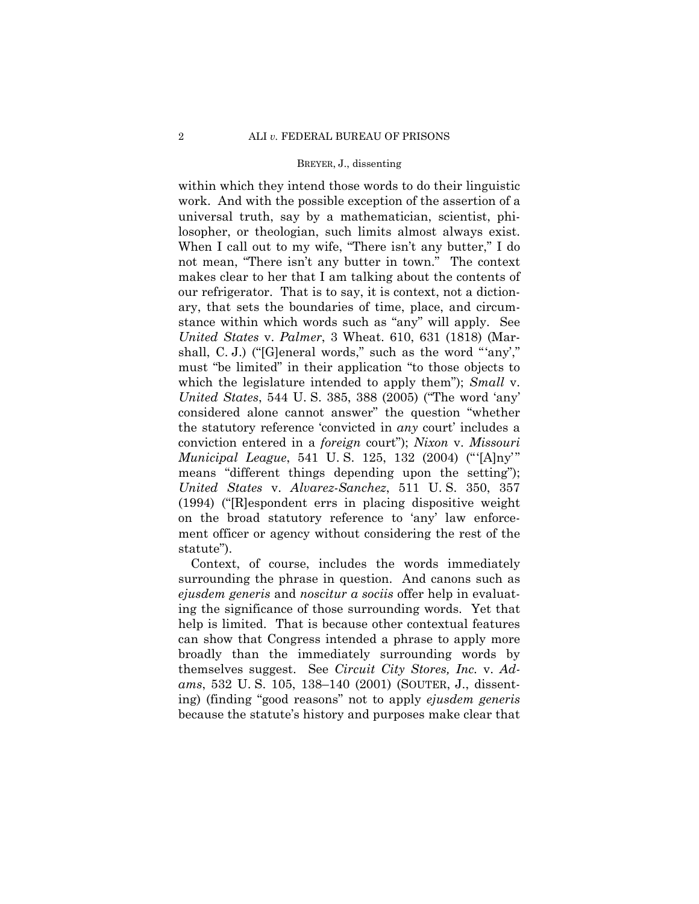within which they intend those words to do their linguistic work. And with the possible exception of the assertion of a universal truth, say by a mathematician, scientist, philosopher, or theologian, such limits almost always exist. When I call out to my wife, "There isn't any butter," I do not mean, "There isn't any butter in town." The context makes clear to her that I am talking about the contents of our refrigerator. That is to say, it is context, not a dictionary, that sets the boundaries of time, place, and circumstance within which words such as "any" will apply. See *United States* v. *Palmer*, 3 Wheat. 610, 631 (1818) (Marshall, C. J.) ("[G]eneral words," such as the word "'any'," must "be limited" in their application "to those objects to which the legislature intended to apply them"); *Small* v. *United States*, 544 U. S. 385, 388 (2005) ("The word 'any' considered alone cannot answer" the question "whether the statutory reference 'convicted in *any* court' includes a conviction entered in a *foreign* court"); *Nixon* v. *Missouri Municipal League*, 541 U. S. 125, 132 (2004) ("'[A]ny'" means "different things depending upon the setting"); *United States* v. *Alvarez-Sanchez*, 511 U. S. 350, 357 (1994) ("[R]espondent errs in placing dispositive weight on the broad statutory reference to 'any' law enforcement officer or agency without considering the rest of the statute").

Context, of course, includes the words immediately surrounding the phrase in question. And canons such as *ejusdem generis* and *noscitur a sociis* offer help in evaluating the significance of those surrounding words. Yet that help is limited. That is because other contextual features can show that Congress intended a phrase to apply more broadly than the immediately surrounding words by themselves suggest. See *Circuit City Stores, Inc.* v. *Adams*, 532 U. S. 105, 138–140 (2001) (SOUTER, J., dissenting) (finding "good reasons" not to apply *ejusdem generis* because the statute's history and purposes make clear that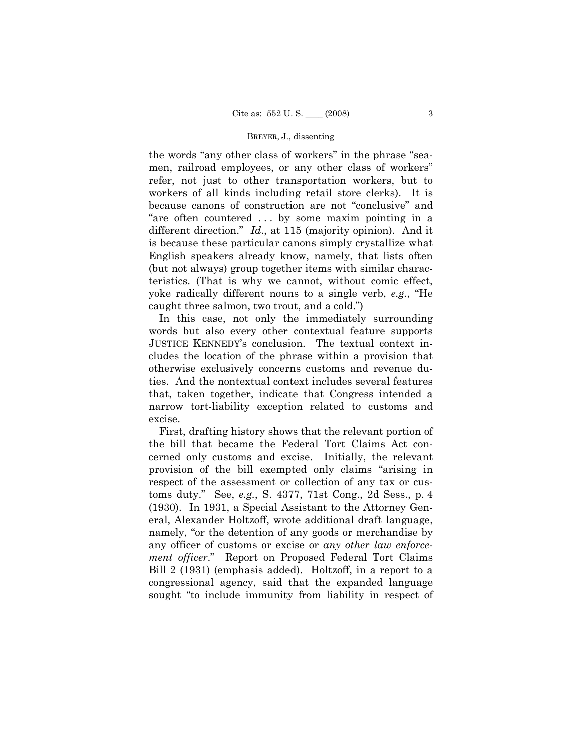the words "any other class of workers" in the phrase "seamen, railroad employees, or any other class of workers" refer, not just to other transportation workers, but to workers of all kinds including retail store clerks). It is because canons of construction are not "conclusive" and "are often countered . . . by some maxim pointing in a different direction." *Id.*, at 115 (majority opinion). And it is because these particular canons simply crystallize what English speakers already know, namely, that lists often (but not always) group together items with similar characteristics. (That is why we cannot, without comic effect, yoke radically different nouns to a single verb, *e.g.*, "He caught three salmon, two trout, and a cold.")

In this case, not only the immediately surrounding words but also every other contextual feature supports JUSTICE KENNEDY's conclusion. The textual context includes the location of the phrase within a provision that otherwise exclusively concerns customs and revenue duties. And the nontextual context includes several features that, taken together, indicate that Congress intended a narrow tort-liability exception related to customs and excise.

First, drafting history shows that the relevant portion of the bill that became the Federal Tort Claims Act concerned only customs and excise. Initially, the relevant provision of the bill exempted only claims "arising in respect of the assessment or collection of any tax or customs duty." See, *e.g.*, S. 4377, 71st Cong., 2d Sess., p. 4 (1930). In 1931, a Special Assistant to the Attorney General, Alexander Holtzoff, wrote additional draft language, namely, "or the detention of any goods or merchandise by any officer of customs or excise or *any other law enforcement officer*." Report on Proposed Federal Tort Claims Bill 2 (1931) (emphasis added). Holtzoff, in a report to a congressional agency, said that the expanded language sought "to include immunity from liability in respect of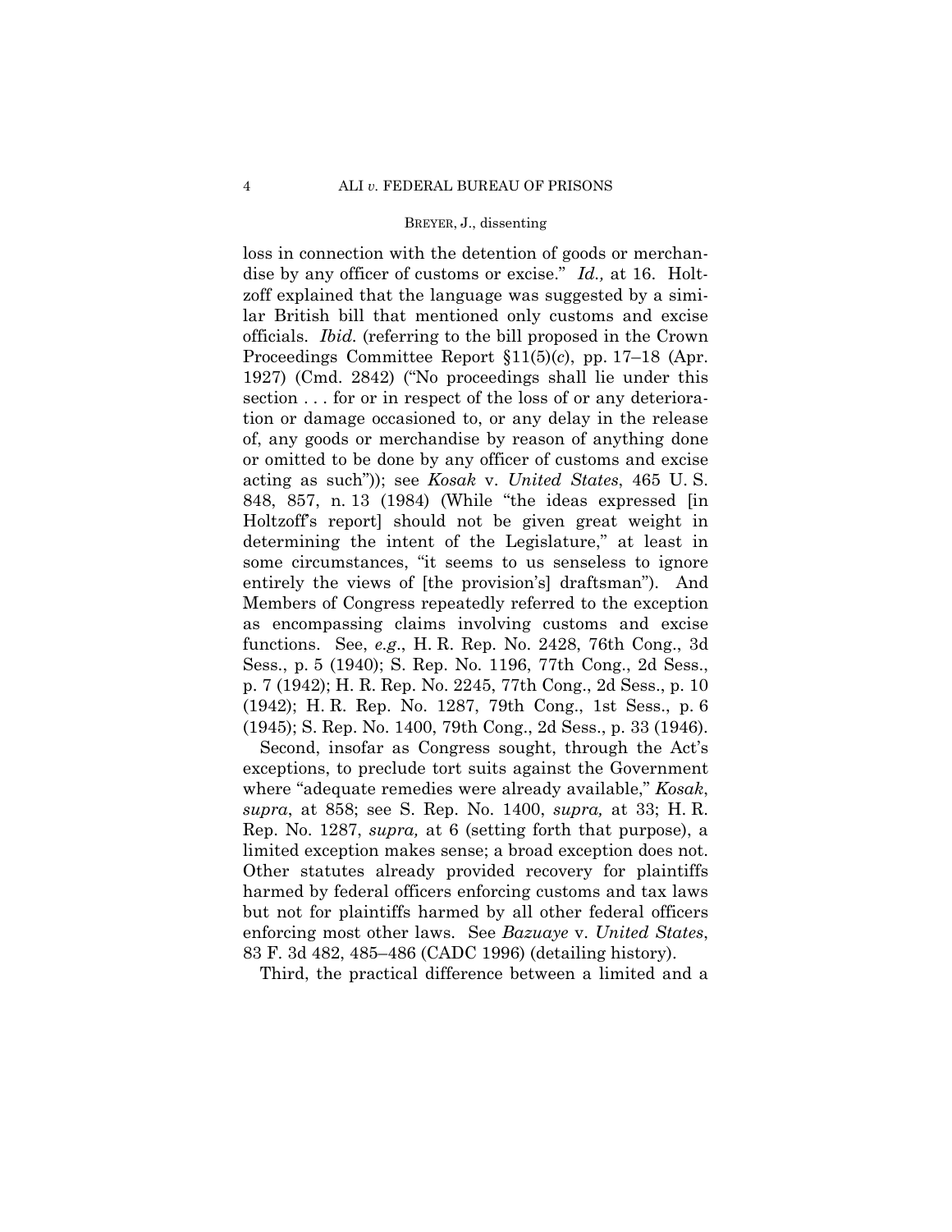loss in connection with the detention of goods or merchandise by any officer of customs or excise." *Id.,* at 16. Holtzoff explained that the language was suggested by a similar British bill that mentioned only customs and excise officials. *Ibid.* (referring to the bill proposed in the Crown Proceedings Committee Report §11(5)(*c*), pp. 17–18 (Apr. 1927) (Cmd. 2842) ("No proceedings shall lie under this section . . . for or in respect of the loss of or any deterioration or damage occasioned to, or any delay in the release of, any goods or merchandise by reason of anything done or omitted to be done by any officer of customs and excise acting as such")); see *Kosak* v. *United States*, 465 U. S. 848, 857, n. 13 (1984) (While "the ideas expressed [in Holtzoff's report] should not be given great weight in determining the intent of the Legislature," at least in some circumstances, "it seems to us senseless to ignore entirely the views of [the provision's] draftsman"). And Members of Congress repeatedly referred to the exception as encompassing claims involving customs and excise functions. See, *e.g*., H. R. Rep. No. 2428, 76th Cong., 3d Sess., p. 5 (1940); S. Rep. No. 1196, 77th Cong., 2d Sess., p. 7 (1942); H. R. Rep. No. 2245, 77th Cong., 2d Sess., p. 10 (1942); H. R. Rep. No. 1287, 79th Cong., 1st Sess., p. 6 (1945); S. Rep. No. 1400, 79th Cong., 2d Sess., p. 33 (1946).

Second, insofar as Congress sought, through the Act's exceptions, to preclude tort suits against the Government where "adequate remedies were already available," *Kosak*, *supra*, at 858; see S. Rep. No. 1400, *supra,* at 33; H. R. Rep. No. 1287, *supra,* at 6 (setting forth that purpose), a limited exception makes sense; a broad exception does not. Other statutes already provided recovery for plaintiffs harmed by federal officers enforcing customs and tax laws but not for plaintiffs harmed by all other federal officers enforcing most other laws. See *Bazuaye* v. *United States*, 83 F. 3d 482, 485–486 (CADC 1996) (detailing history).

Third, the practical difference between a limited and a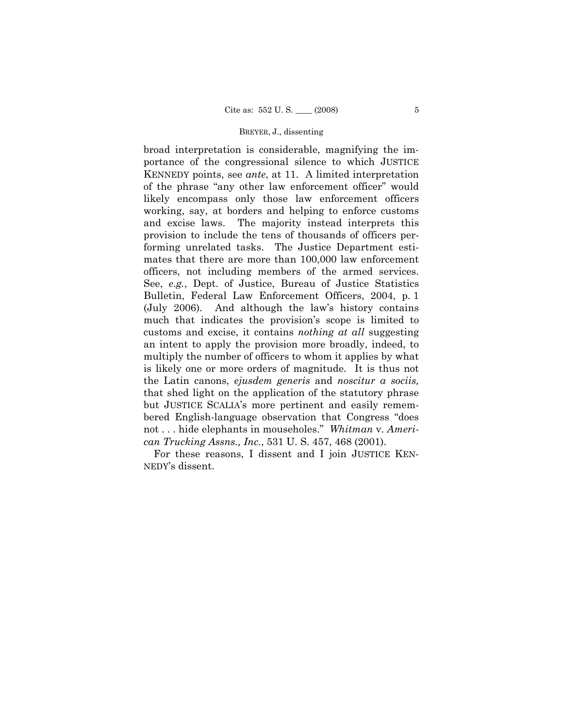broad interpretation is considerable, magnifying the importance of the congressional silence to which JUSTICE KENNEDY points, see *ante*, at 11. A limited interpretation of the phrase "any other law enforcement officer" would likely encompass only those law enforcement officers working, say, at borders and helping to enforce customs and excise laws. The majority instead interprets this provision to include the tens of thousands of officers performing unrelated tasks. The Justice Department estimates that there are more than 100,000 law enforcement officers, not including members of the armed services. See, *e.g.*, Dept. of Justice, Bureau of Justice Statistics Bulletin, Federal Law Enforcement Officers, 2004, p. 1 (July 2006). And although the law's history contains much that indicates the provision's scope is limited to customs and excise, it contains *nothing at all* suggesting an intent to apply the provision more broadly, indeed, to multiply the number of officers to whom it applies by what is likely one or more orders of magnitude. It is thus not the Latin canons, *ejusdem generis* and *noscitur a sociis,* that shed light on the application of the statutory phrase but JUSTICE SCALIA's more pertinent and easily remembered English-language observation that Congress "does not . . . hide elephants in mouseholes." *Whitman* v. *American Trucking Assns., Inc.*, 531 U. S. 457, 468 (2001).

For these reasons, I dissent and I join JUSTICE KENNEDY's dissent.